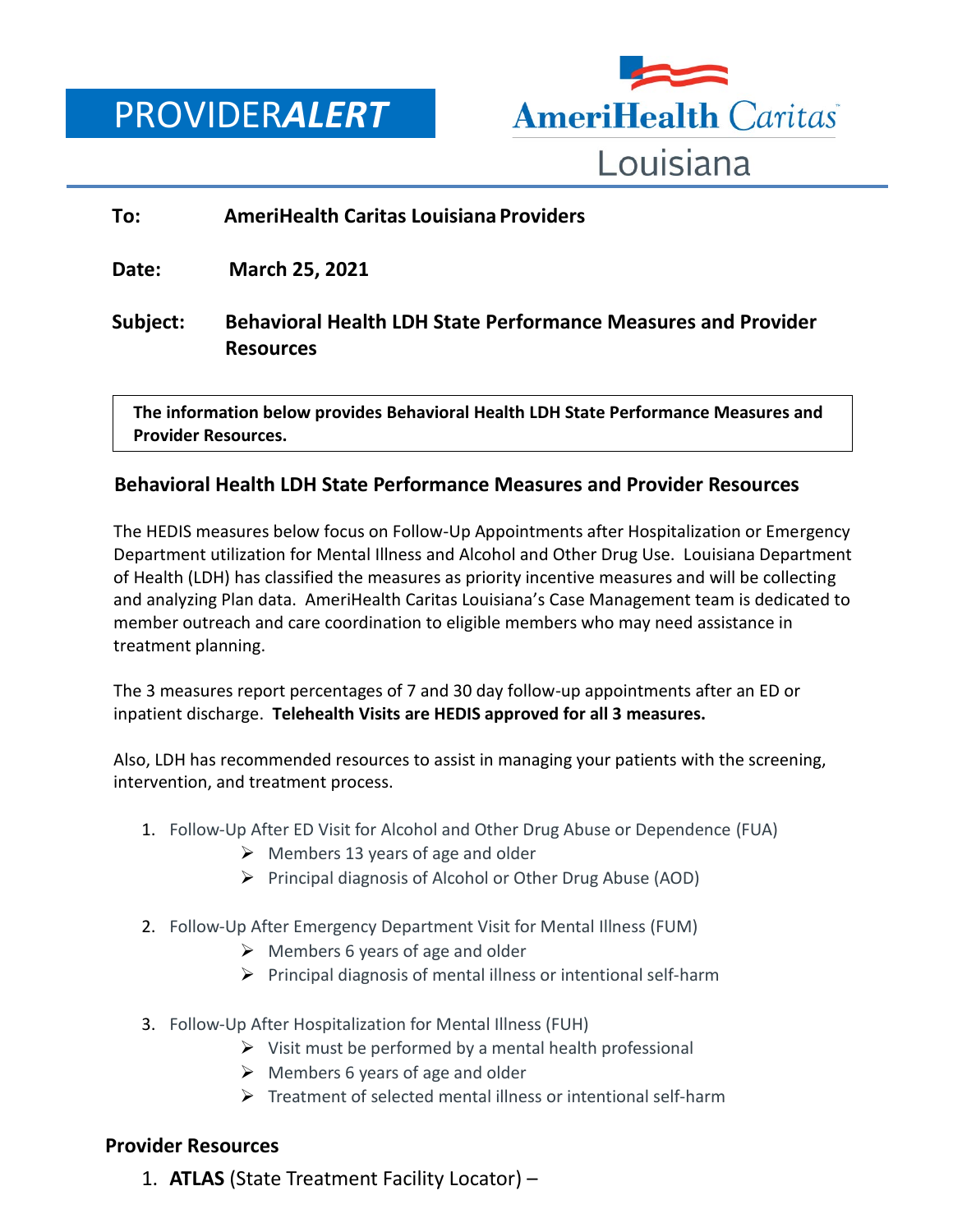PROVIDER***ALERT***

AmeriHealth Caritas Louisiana

**To:** **AmeriHealth Caritas Louisiana Providers**

**Date:** **March 25, 2021**

**Subject:** **Behavioral Health LDH State Performance Measures and Provider Resources**

**The information below provides Behavioral Health LDH State Performance Measures and Provider Resources.**

## Behavioral Health LDH State Performance Measures and Provider Resources

The HEDIS measures below focus on Follow-Up Appointments after Hospitalization or Emergency Department utilization for Mental Illness and Alcohol and Other Drug Use. Louisiana Department of Health (LDH) has classified the measures as priority incentive measures and will be collecting and analyzing Plan data. AmeriHealth Caritas Louisiana's Case Management team is dedicated to member outreach and care coordination to eligible members who may need assistance in treatment planning.

The 3 measures report percentages of 7 and 30 day follow-up appointments after an ED or inpatient discharge. **Telehealth Visits are HEDIS approved for all 3 measures.**

Also, LDH has recommended resources to assist in managing your patients with the screening, intervention, and treatment process.

1. Follow-Up After ED Visit for Alcohol and Other Drug Abuse or Dependence (FUA)
   - Members 13 years of age and older
   - Principal diagnosis of Alcohol or Other Drug Abuse (AOD)

2. Follow-Up After Emergency Department Visit for Mental Illness (FUM)
   - Members 6 years of age and older
   - Principal diagnosis of mental illness or intentional self-harm

3. Follow-Up After Hospitalization for Mental Illness (FUH)
   - Visit must be performed by a mental health professional
   - Members 6 years of age and older
   - Treatment of selected mental illness or intentional self-harm

## Provider Resources

1. **ATLAS** (State Treatment Facility Locator) –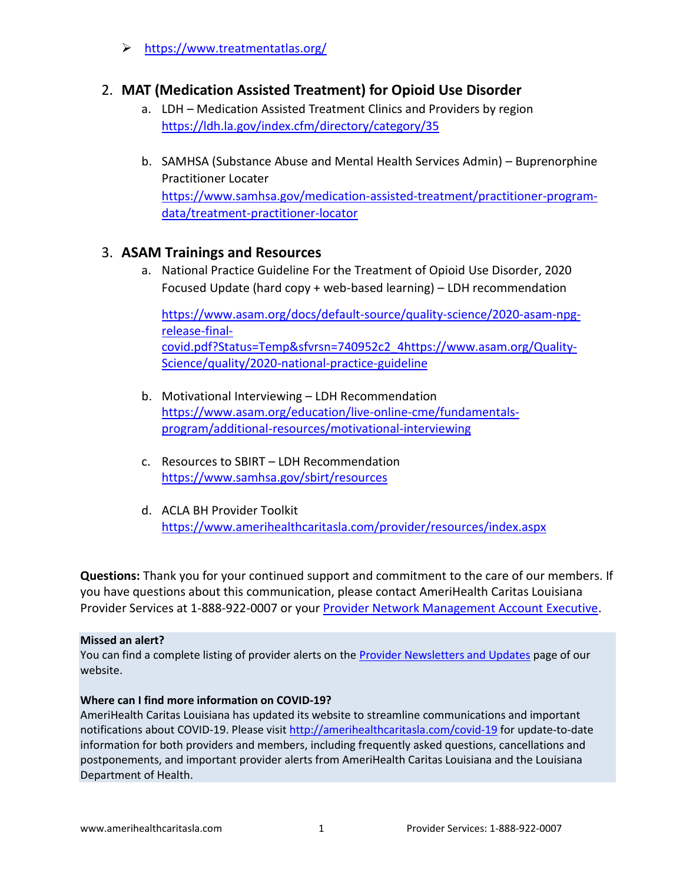- https://www.treatmentatlas.org/

2. **MAT (Medication Assisted Treatment) for Opioid Use Disorder**
   a. LDH – Medication Assisted Treatment Clinics and Providers by region https://ldh.la.gov/index.cfm/directory/category/35

   b. SAMHSA (Substance Abuse and Mental Health Services Admin) – Buprenorphine Practitioner Locater https://www.samhsa.gov/medication-assisted-treatment/practitioner-program-data/treatment-practitioner-locator

3. **ASAM Trainings and Resources**
   a. National Practice Guideline For the Treatment of Opioid Use Disorder, 2020 Focused Update (hard copy + web-based learning) – LDH recommendation

      https://www.asam.org/docs/default-source/quality-science/2020-asam-npg-release-final-covid.pdf?Status=Temp&sfvrsn=740952c2_4https://www.asam.org/Quality-Science/quality/2020-national-practice-guideline

   b. Motivational Interviewing – LDH Recommendation https://www.asam.org/education/live-online-cme/fundamentals-program/additional-resources/motivational-interviewing

   c. Resources to SBIRT – LDH Recommendation https://www.samhsa.gov/sbirt/resources

   d. ACLA BH Provider Toolkit https://www.amerihealthcaritasla.com/provider/resources/index.aspx

**Questions:** Thank you for your continued support and commitment to the care of our members. If you have questions about this communication, please contact AmeriHealth Caritas Louisiana Provider Services at 1-888-922-0007 or your Provider Network Management Account Executive.

**Missed an alert?**
You can find a complete listing of provider alerts on the Provider Newsletters and Updates page of our website.

**Where can I find more information on COVID-19?**
AmeriHealth Caritas Louisiana has updated its website to streamline communications and important notifications about COVID-19. Please visit http://amerihealthcaritasla.com/covid-19 for update-to-date information for both providers and members, including frequently asked questions, cancellations and postponements, and important provider alerts from AmeriHealth Caritas Louisiana and the Louisiana Department of Health.